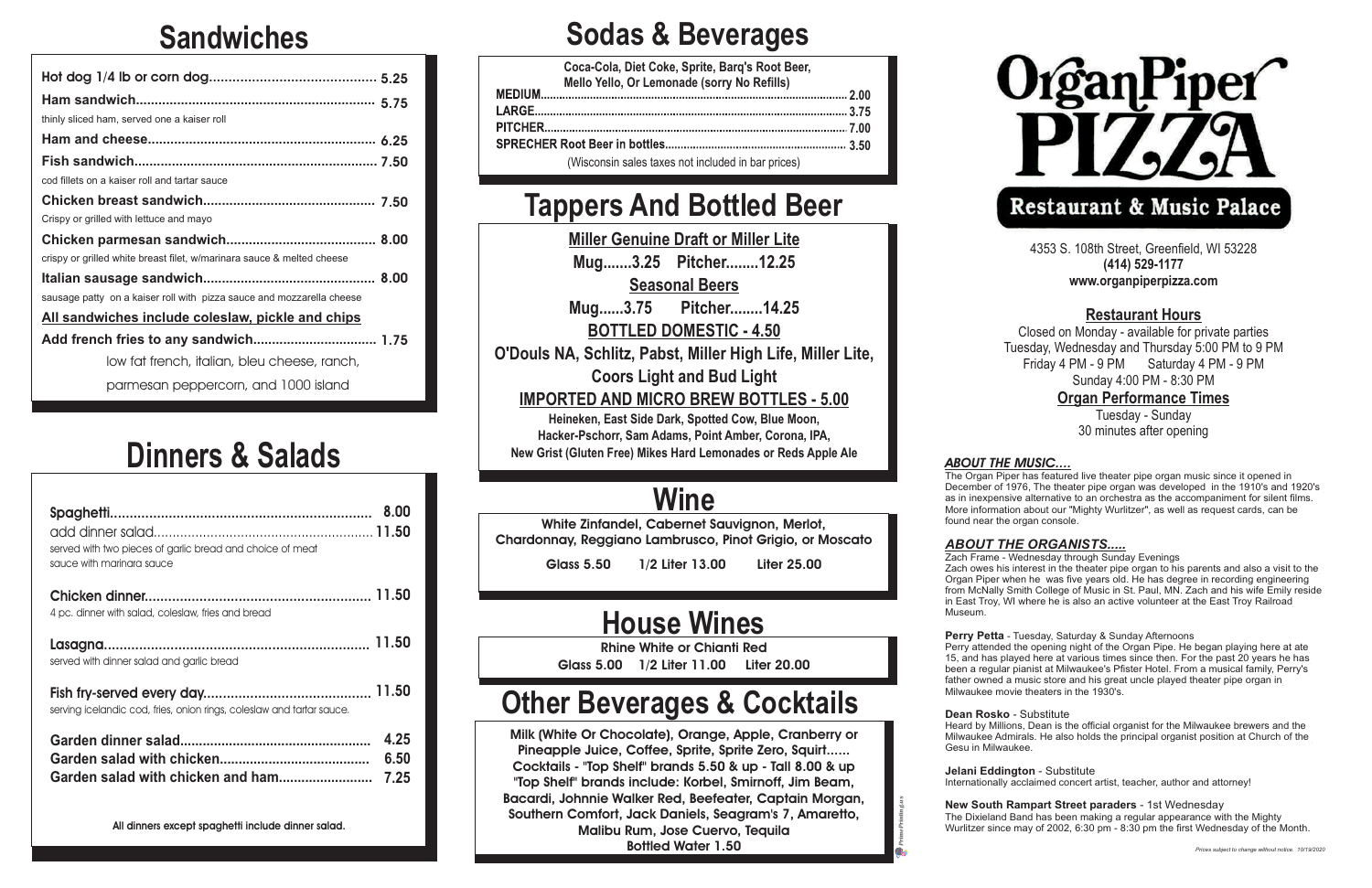# Sandwiches

**Hot dog 1/4 lb or corn dog** .......... 5.25

**Ham sandwich** .......... 5.75
thinly sliced ham, served one a kaiser roll

**Ham and cheese** .......... 6.25

**Fish sandwich** .......... 7.50
cod fillets on a kaiser roll and tartar sauce

**Chicken breast sandwich** .......... 7.50
Crispy or grilled with lettuce and mayo

**Chicken parmesan sandwich** .......... 8.00
crispy or grilled white breast filet, w/marinara sauce & melted cheese

**Italian sausage sandwich** .......... 8.00
sausage patty on a kaiser roll with pizza sauce and mozzarella cheese

**All sandwiches include coleslaw, pickle and chips**

**Add french fries to any sandwich** .......... 1.75

low fat french, italian, bleu cheese, ranch,
parmesan peppercorn, and 1000 island

# Dinners & Salads

**Spaghetti** .......... 8.00
add dinner salad .......... 11.50
served with two pieces of garlic bread and choice of meat sauce with marinara sauce

**Chicken dinner** .......... 11.50
4 pc. dinner with salad, coleslaw, fries and bread

**Lasagna** .......... 11.50
served with dinner salad and garlic bread

**Fish fry-served every day** .......... 11.50
serving icelandic cod, fries, onion rings, coleslaw and tartar sauce.

**Garden dinner salad** .......... 4.25
**Garden salad with chicken** .......... 6.50
**Garden salad with chicken and ham** .......... 7.25

**All dinners except spaghetti include dinner salad.**

# Sodas & Beverages

**Coca-Cola, Diet Coke, Sprite, Barq's Root Beer, Mello Yello, Or Lemonade (sorry No Refills)**

**MEDIUM** .......... 2.00
**LARGE** .......... 3.75
**PITCHER** .......... 7.00
**SPRECHER Root Beer in bottles** .......... 3.50

(Wisconsin sales taxes not included in bar prices)

# Tappers And Bottled Beer

**Miller Genuine Draft or Miller Lite**
**Mug.......3.25 Pitcher........12.25**

**Seasonal Beers**
**Mug......3.75 Pitcher........14.25**

**BOTTLED DOMESTIC - 4.50**
**O'Douls NA, Schlitz, Pabst, Miller High Life, Miller Lite, Coors Light and Bud Light**

**IMPORTED AND MICRO BREW BOTTLES - 5.00**
**Heineken, East Side Dark, Spotted Cow, Blue Moon, Hacker-Pschorr, Sam Adams, Point Amber, Corona, IPA, New Grist (Gluten Free) Mikes Hard Lemonades or Reds Apple Ale**

# Wine

**White Zinfandel, Cabernet Sauvignon, Merlot, Chardonnay, Reggiano Lambrusco, Pinot Grigio, or Moscato**

**Glass 5.50 1/2 Liter 13.00 Liter 25.00**

# House Wines

**Rhine White or Chianti Red**
**Glass 5.00 1/2 Liter 11.00 Liter 20.00**

# Other Beverages & Cocktails

**Milk (White Or Chocolate), Orange, Apple, Cranberry or Pineapple Juice, Coffee, Sprite, Sprite Zero, Squirt...... Cocktails - "Top Shelf" brands 5.50 & up - Tall 8.00 & up "Top Shelf" brands include: Korbel, Smirnoff, Jim Beam, Bacardi, Johnnie Walker Red, Beefeater, Captain Morgan, Southern Comfort, Jack Daniels, Seagram's 7, Amaretto, Malibu Rum, Jose Cuervo, Tequila**
**Bottled Water 1.50**

# OrganPiper PIZZA
## Restaurant & Music Palace

4353 S. 108th Street, Greenfield, WI 53228
**(414) 529-1177**
**www.organpiperpizza.com**

## Restaurant Hours

Closed on Monday - available for private parties
Tuesday, Wednesday and Thursday 5:00 PM to 9 PM
Friday 4 PM - 9 PM Saturday 4 PM - 9 PM
Sunday 4:00 PM - 8:30 PM

## Organ Performance Times

Tuesday - Sunday
30 minutes after opening

### *ABOUT THE MUSIC….*

The Organ Piper has featured live theater pipe organ music since it opened in December of 1976, The theater pipe organ was developed in the 1910's and 1920's as in inexpensive alternative to an orchestra as the accompaniment for silent films. More information about our "Mighty Wurlitzer", as well as request cards, can be found near the organ console.

### *ABOUT THE ORGANISTS.....*

Zach Frame - Wednesday through Sunday Evenings
Zach owes his interest in the theater pipe organ to his parents and also a visit to the Organ Piper when he was five years old. He has degree in recording engineering from McNally Smith College of Music in St. Paul, MN. Zach and his wife Emily reside in East Troy, WI where he is also an active volunteer at the East Troy Railroad Museum.

**Perry Petta** - Tuesday, Saturday & Sunday Afternoons
Perry attended the opening night of the Organ Pipe. He began playing here at ate 15, and has played here at various times since then. For the past 20 years he has been a regular pianist at Milwaukee's Pfister Hotel. From a musical family, Perry's father owned a music store and his great uncle played theater pipe organ in Milwaukee movie theaters in the 1930's.

**Dean Rosko** - Substitute
Heard by Millions, Dean is the official organist for the Milwaukee brewers and the Milwaukee Admirals. He also holds the principal organist position at Church of the Gesu in Milwaukee.

**Jelani Eddington** - Substitute
Internationally acclaimed concert artist, teacher, author and attorney!

**New South Rampart Street paraders** - 1st Wednesday
The Dixieland Band has been making a regular appearance with the Mighty Wurlitzer since may of 2002, 6:30 pm - 8:30 pm the first Wednesday of the Month.

*Prices subject to change without notice. 10/19/2020*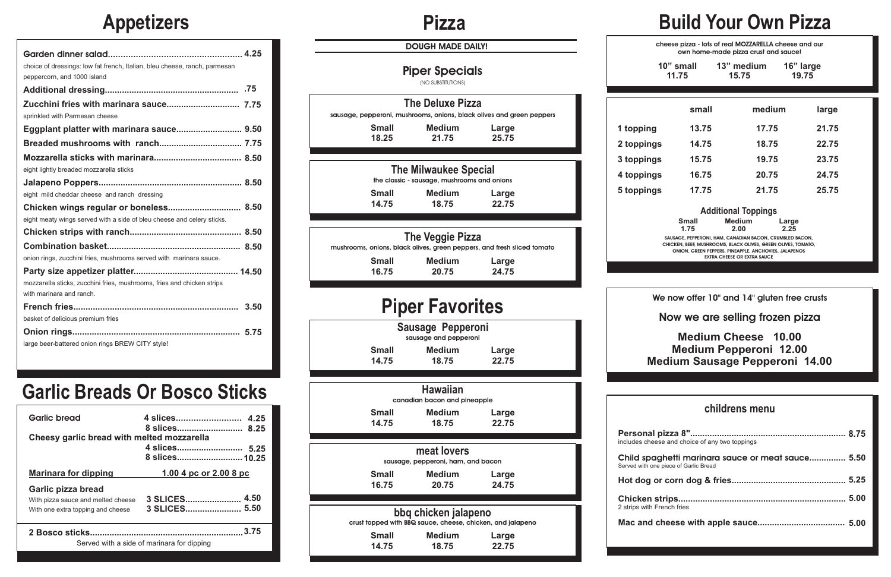# Appetizers

**Garden dinner salad**........................................................ 4.25
choice of dressings: low fat french, Italian, bleu cheese, ranch, parmesan peppercorn, and 1000 island

**Additional dressing**...................................................... .75

**Zucchini fries with marinara sauce**.............................. 7.75
sprinkled with Parmesan cheese

**Eggplant platter with marinara sauce**........................... 9.50

**Breaded mushrooms with ranch**................................. 7.75

**Mozzarella sticks with marinara**................................... 8.50
eight lightly breaded mozzarella sticks

**Jalapeno Poppers**.......................................................... 8.50
eight mild cheddar cheese and ranch dressing

**Chicken wings regular or boneless**.............................. 8.50
eight meaty wings served with a side of bleu cheese and celery sticks.

**Chicken strips with ranch**............................................. 8.50

**Combination basket**...................................................... 8.50
onion rings, zucchini fries, mushrooms served with marinara sauce.

**Party size appetizer platter**.......................................... 14.50
mozzarella sticks, zucchini fries, mushrooms, fries and chicken strips with marinara and ranch.

**French fries**.................................................................... 3.50
basket of delicious premium fries

**Onion rings**..................................................................... 5.75
large beer-battered onion rings BREW CITY style!

# Garlic Breads Or Bosco Sticks

**Garlic bread** 4 slices.......................... 4.25
8 slices.......................... 8.25

**Cheesy garlic bread with melted mozzarella**
4 slices.......................... 5.25
8 slices.......................... 10.25

**Marinara for dipping** 1.00 4 pc or 2.00 8 pc

**Garlic pizza bread**
With pizza sauce and melted cheese 3 SLICES...................... 4.50
With one extra topping and cheese 3 SLICES...................... 5.50

**2 Bosco sticks**.............................................................. 3.75
Served with a side of marinara for dipping

# Pizza

**DOUGH MADE DAILY!**

## Piper Specials

(NO SUBSTITUTIONS)

### The Deluxe Pizza

sausage, pepperoni, mushrooms, onions, black olives and green peppers

| Small | Medium | Large |
|---|---|---|
| 18.25 | 21.75 | 25.75 |

### The Milwaukee Special

the classic - sausage, mushrooms and onions

| Small | Medium | Large |
|---|---|---|
| 14.75 | 18.75 | 22.75 |

### The Veggie Pizza

mushrooms, onions, black olives, green peppers, and fresh sliced tomato

| Small | Medium | Large |
|---|---|---|
| 16.75 | 20.75 | 24.75 |

# Piper Favorites

### Sausage Pepperoni

sausage and pepperoni

| Small | Medium | Large |
|---|---|---|
| 14.75 | 18.75 | 22.75 |

### Hawaiian

canadian bacon and pineapple

| Small | Medium | Large |
|---|---|---|
| 14.75 | 18.75 | 22.75 |

### meat lovers

sausage, pepperoni, ham, and bacon

| Small | Medium | Large |
|---|---|---|
| 16.75 | 20.75 | 24.75 |

### bbq chicken jalapeno

crust topped with BBQ sauce, cheese, chicken, and jalapeno

| Small | Medium | Large |
|---|---|---|
| 14.75 | 18.75 | 22.75 |

# Build Your Own Pizza

cheese pizza - lots of real MOZZARELLA cheese and our own home-made pizza crust and sauce!

| 10" small | 13" medium | 16" large |
|---|---|---|
| 11.75 | 15.75 | 19.75 |

| | small | medium | large |
|---|---|---|---|
| 1 topping | 13.75 | 17.75 | 21.75 |
| 2 toppings | 14.75 | 18.75 | 22.75 |
| 3 toppings | 15.75 | 19.75 | 23.75 |
| 4 toppings | 16.75 | 20.75 | 24.75 |
| 5 toppings | 17.75 | 21.75 | 25.75 |

### Additional Toppings

| Small | Medium | Large |
|---|---|---|
| 1.75 | 2.00 | 2.25 |

SAUSAGE, PEPPERONI, HAM, CANADIAN BACON, CRUMBLED BACON, CHICKEN, BEEF, MUSHROOMS, BLACK OLIVES, GREEN OLIVES, TOMATO, ONION, GREEN PEPPERS, PINEAPPLE, ANCHOVIES, JALAPENOS
EXTRA CHEESE OR EXTRA SAUCE

We now offer 10" and 14" gluten free crusts

Now we are selling frozen pizza

**Medium Cheese 10.00**
**Medium Pepperoni 12.00**
**Medium Sausage Pepperoni 14.00**

## childrens menu

**Personal pizza 8"**................................................................ 8.75
includes cheese and choice of any two toppings

**Child spaghetti marinara sauce or meat sauce**............... 5.50
Served with one piece of Garlic Bread

**Hot dog or corn dog & fries**.............................................. 5.25

**Chicken strips**.................................................................... 5.00
2 strips with French fries

**Mac and cheese with apple sauce**................................... 5.00